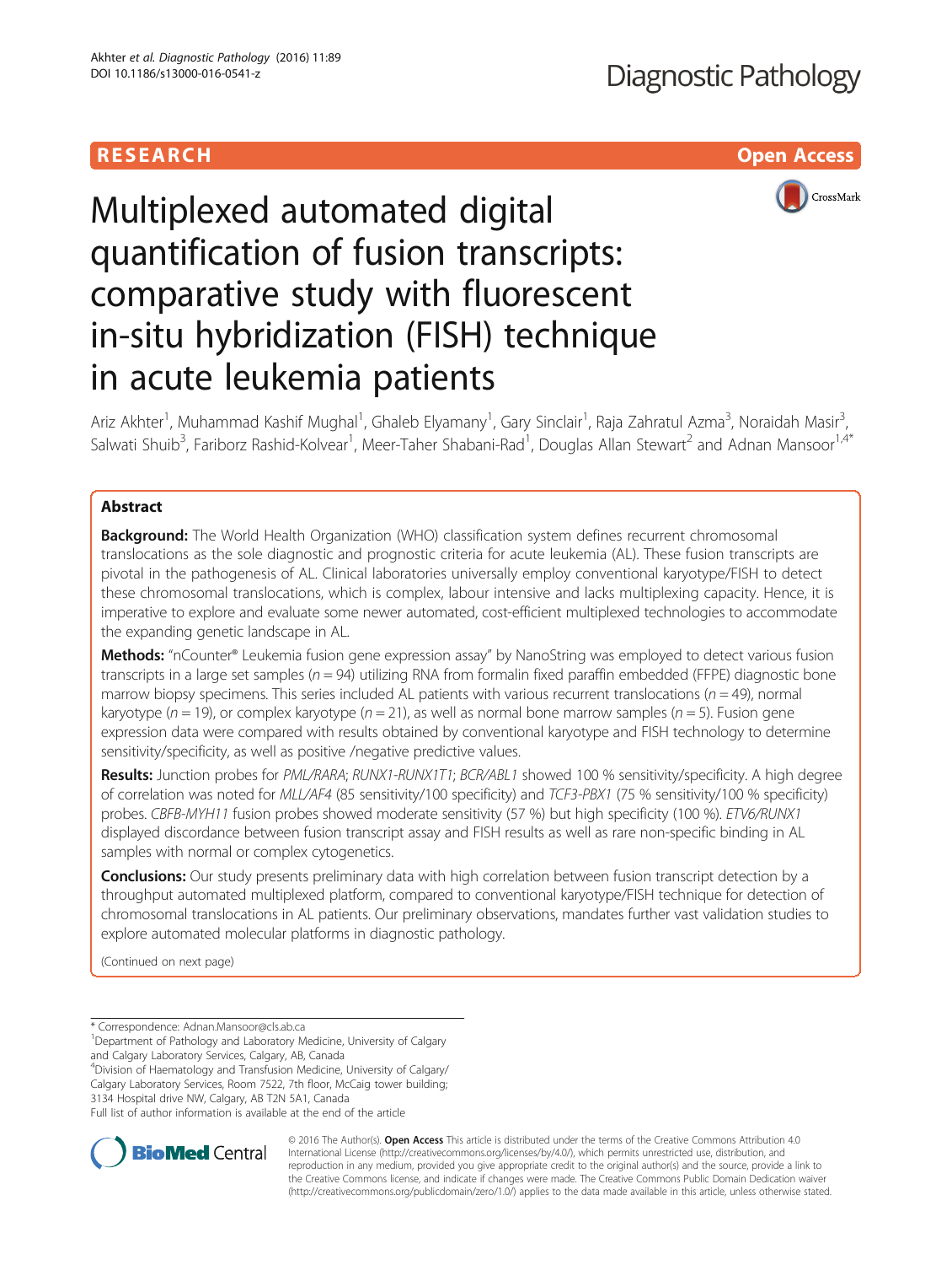RESEARCH

Open Access

# Multiplexed automated digital quantification of fusion transcripts: comparative study with fluorescent in-situ hybridization (FISH) technique in acute leukemia patients

Ariz Akhter[1], Muhammad Kashif Mughal[1], Ghaleb Elyamany[1], Gary Sinclair[1], Raja Zahratul Azma[3], Noraidah Masir[3], Salwati Shuib[3], Fariborz Rashid-Kolvear[1], Meer-Taher Shabani-Rad[1], Douglas Allan Stewart[2] and Adnan Mansoor[1,4*]

## Abstract

**Background:** The World Health Organization (WHO) classification system defines recurrent chromosomal translocations as the sole diagnostic and prognostic criteria for acute leukemia (AL). These fusion transcripts are pivotal in the pathogenesis of AL. Clinical laboratories universally employ conventional karyotype/FISH to detect these chromosomal translocations, which is complex, labour intensive and lacks multiplexing capacity. Hence, it is imperative to explore and evaluate some newer automated, cost-efficient multiplexed technologies to accommodate the expanding genetic landscape in AL.

**Methods:** "nCounter® Leukemia fusion gene expression assay" by NanoString was employed to detect various fusion transcripts in a large set samples ($n = 94$) utilizing RNA from formalin fixed paraffin embedded (FFPE) diagnostic bone marrow biopsy specimens. This series included AL patients with various recurrent translocations ($n = 49$), normal karyotype ($n = 19$), or complex karyotype ($n = 21$), as well as normal bone marrow samples ($n = 5$). Fusion gene expression data were compared with results obtained by conventional karyotype and FISH technology to determine sensitivity/specificity, as well as positive /negative predictive values.

**Results:** Junction probes for *PML/RARA*; *RUNX1-RUNX1T1*; *BCR/ABL1* showed 100 % sensitivity/specificity. A high degree of correlation was noted for *MLL/AF4* (85 sensitivity/100 specificity) and *TCF3-PBX1* (75 % sensitivity/100 % specificity) probes. *CBFB-MYH11* fusion probes showed moderate sensitivity (57 %) but high specificity (100 %). *ETV6/RUNX1* displayed discordance between fusion transcript assay and FISH results as well as rare non-specific binding in AL samples with normal or complex cytogenetics.

**Conclusions:** Our study presents preliminary data with high correlation between fusion transcript detection by a throughput automated multiplexed platform, compared to conventional karyotype/FISH technique for detection of chromosomal translocations in AL patients. Our preliminary observations, mandates further vast validation studies to explore automated molecular platforms in diagnostic pathology.

(Continued on next page)

---

\* Correspondence: Adnan.Mansoor@cls.ab.ca
[1] Department of Pathology and Laboratory Medicine, University of Calgary and Calgary Laboratory Services, Calgary, AB, Canada
[4] Division of Haematology and Transfusion Medicine, University of Calgary/Calgary Laboratory Services, Room 7522, 7th floor, McCaig tower building; 3134 Hospital drive NW, Calgary, AB T2N 5A1, Canada
Full list of author information is available at the end of the article

© 2016 The Author(s). **Open Access** This article is distributed under the terms of the Creative Commons Attribution 4.0 International License (http://creativecommons.org/licenses/by/4.0/), which permits unrestricted use, distribution, and reproduction in any medium, provided you give appropriate credit to the original author(s) and the source, provide a link to the Creative Commons license, and indicate if changes were made. The Creative Commons Public Domain Dedication waiver (http://creativecommons.org/publicdomain/zero/1.0/) applies to the data made available in this article, unless otherwise stated.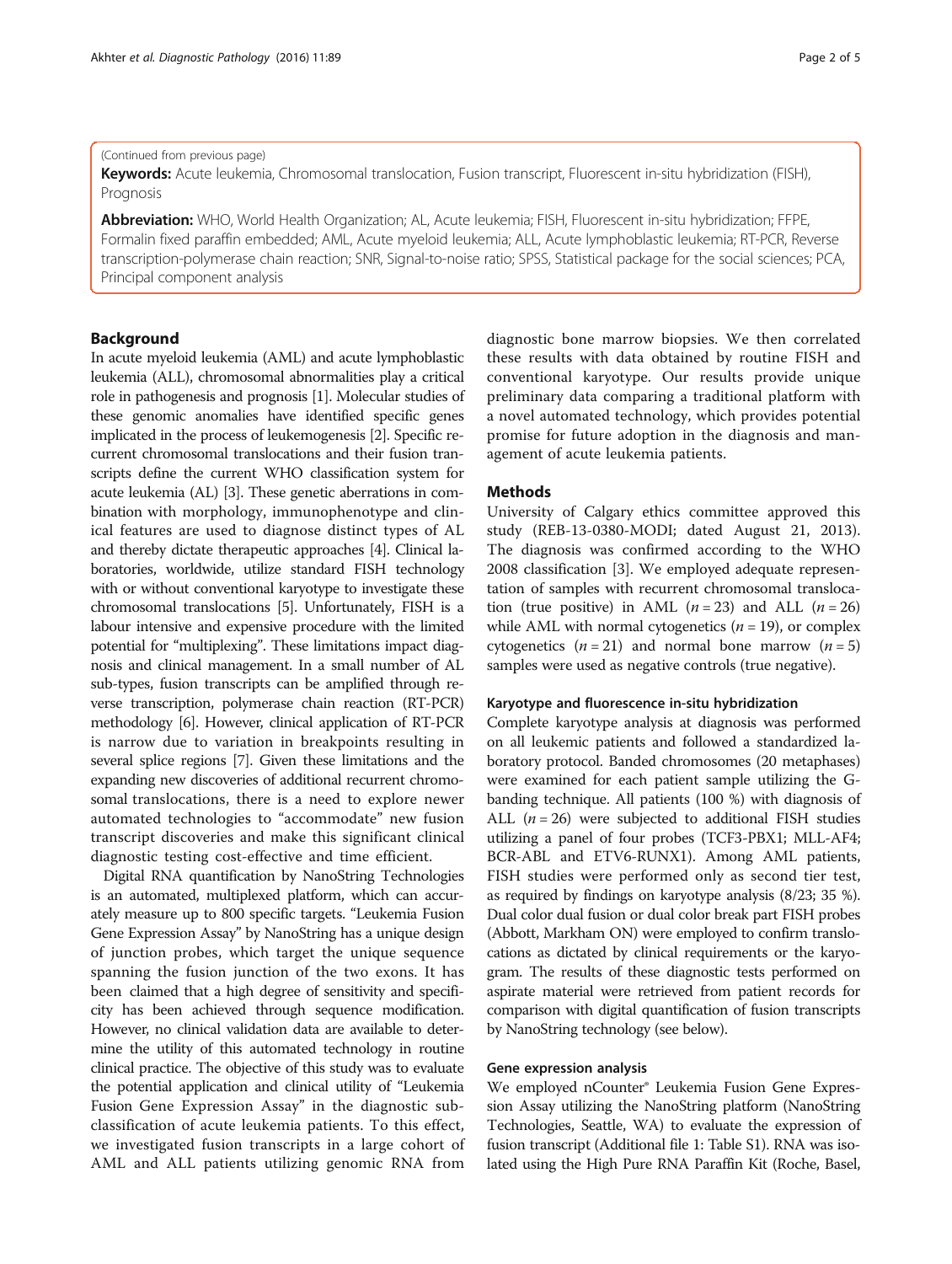(Continued from previous page)

**Keywords:** Acute leukemia, Chromosomal translocation, Fusion transcript, Fluorescent in-situ hybridization (FISH), Prognosis

**Abbreviation:** WHO, World Health Organization; AL, Acute leukemia; FISH, Fluorescent in-situ hybridization; FFPE, Formalin fixed paraffin embedded; AML, Acute myeloid leukemia; ALL, Acute lymphoblastic leukemia; RT-PCR, Reverse transcription-polymerase chain reaction; SNR, Signal-to-noise ratio; SPSS, Statistical package for the social sciences; PCA, Principal component analysis

## Background

In acute myeloid leukemia (AML) and acute lymphoblastic leukemia (ALL), chromosomal abnormalities play a critical role in pathogenesis and prognosis [1]. Molecular studies of these genomic anomalies have identified specific genes implicated in the process of leukemogenesis [2]. Specific recurrent chromosomal translocations and their fusion transcripts define the current WHO classification system for acute leukemia (AL) [3]. These genetic aberrations in combination with morphology, immunophenotype and clinical features are used to diagnose distinct types of AL and thereby dictate therapeutic approaches [4]. Clinical laboratories, worldwide, utilize standard FISH technology with or without conventional karyotype to investigate these chromosomal translocations [5]. Unfortunately, FISH is a labour intensive and expensive procedure with the limited potential for "multiplexing". These limitations impact diagnosis and clinical management. In a small number of AL sub-types, fusion transcripts can be amplified through reverse transcription, polymerase chain reaction (RT-PCR) methodology [6]. However, clinical application of RT-PCR is narrow due to variation in breakpoints resulting in several splice regions [7]. Given these limitations and the expanding new discoveries of additional recurrent chromosomal translocations, there is a need to explore newer automated technologies to "accommodate" new fusion transcript discoveries and make this significant clinical diagnostic testing cost-effective and time efficient.

Digital RNA quantification by NanoString Technologies is an automated, multiplexed platform, which can accurately measure up to 800 specific targets. "Leukemia Fusion Gene Expression Assay" by NanoString has a unique design of junction probes, which target the unique sequence spanning the fusion junction of the two exons. It has been claimed that a high degree of sensitivity and specificity has been achieved through sequence modification. However, no clinical validation data are available to determine the utility of this automated technology in routine clinical practice. The objective of this study was to evaluate the potential application and clinical utility of "Leukemia Fusion Gene Expression Assay" in the diagnostic subclassification of acute leukemia patients. To this effect, we investigated fusion transcripts in a large cohort of AML and ALL patients utilizing genomic RNA from diagnostic bone marrow biopsies. We then correlated these results with data obtained by routine FISH and conventional karyotype. Our results provide unique preliminary data comparing a traditional platform with a novel automated technology, which provides potential promise for future adoption in the diagnosis and management of acute leukemia patients.

## Methods

University of Calgary ethics committee approved this study (REB-13-0380-MODI; dated August 21, 2013). The diagnosis was confirmed according to the WHO 2008 classification [3]. We employed adequate representation of samples with recurrent chromosomal translocation (true positive) in AML ($n = 23$) and ALL ($n = 26$) while AML with normal cytogenetics ($n = 19$), or complex cytogenetics ($n = 21$) and normal bone marrow ($n = 5$) samples were used as negative controls (true negative).

### Karyotype and fluorescence in-situ hybridization

Complete karyotype analysis at diagnosis was performed on all leukemic patients and followed a standardized laboratory protocol. Banded chromosomes (20 metaphases) were examined for each patient sample utilizing the G-banding technique. All patients (100 %) with diagnosis of ALL ($n = 26$) were subjected to additional FISH studies utilizing a panel of four probes (TCF3-PBX1; MLL-AF4; BCR-ABL and ETV6-RUNX1). Among AML patients, FISH studies were performed only as second tier test, as required by findings on karyotype analysis (8/23; 35 %). Dual color dual fusion or dual color break part FISH probes (Abbott, Markham ON) were employed to confirm translocations as dictated by clinical requirements or the karyogram. The results of these diagnostic tests performed on aspirate material were retrieved from patient records for comparison with digital quantification of fusion transcripts by NanoString technology (see below).

### Gene expression analysis

We employed nCounter® Leukemia Fusion Gene Expression Assay utilizing the NanoString platform (NanoString Technologies, Seattle, WA) to evaluate the expression of fusion transcript (Additional file 1: Table S1). RNA was isolated using the High Pure RNA Paraffin Kit (Roche, Basel,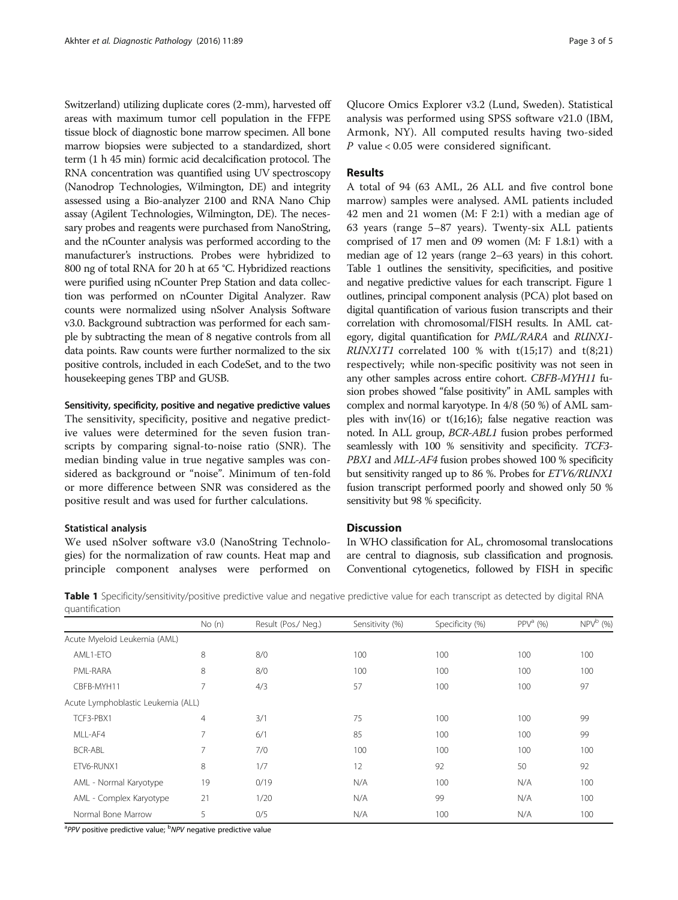Switzerland) utilizing duplicate cores (2-mm), harvested off areas with maximum tumor cell population in the FFPE tissue block of diagnostic bone marrow specimen. All bone marrow biopsies were subjected to a standardized, short term (1 h 45 min) formic acid decalcification protocol. The RNA concentration was quantified using UV spectroscopy (Nanodrop Technologies, Wilmington, DE) and integrity assessed using a Bio-analyzer 2100 and RNA Nano Chip assay (Agilent Technologies, Wilmington, DE). The necessary probes and reagents were purchased from NanoString, and the nCounter analysis was performed according to the manufacturer's instructions. Probes were hybridized to 800 ng of total RNA for 20 h at 65 °C. Hybridized reactions were purified using nCounter Prep Station and data collection was performed on nCounter Digital Analyzer. Raw counts were normalized using nSolver Analysis Software v3.0. Background subtraction was performed for each sample by subtracting the mean of 8 negative controls from all data points. Raw counts were further normalized to the six positive controls, included in each CodeSet, and to the two housekeeping genes TBP and GUSB.

#### Sensitivity, specificity, positive and negative predictive values

The sensitivity, specificity, positive and negative predictive values were determined for the seven fusion transcripts by comparing signal-to-noise ratio (SNR). The median binding value in true negative samples was considered as background or "noise". Minimum of ten-fold or more difference between SNR was considered as the positive result and was used for further calculations.

#### Statistical analysis

We used nSolver software v3.0 (NanoString Technologies) for the normalization of raw counts. Heat map and principle component analyses were performed on Qlucore Omics Explorer v3.2 (Lund, Sweden). Statistical analysis was performed using SPSS software v21.0 (IBM, Armonk, NY). All computed results having two-sided $P$ value < 0.05 were considered significant.

## Results

A total of 94 (63 AML, 26 ALL and five control bone marrow) samples were analysed. AML patients included 42 men and 21 women (M: F 2:1) with a median age of 63 years (range 5–87 years). Twenty-six ALL patients comprised of 17 men and 09 women (M: F 1.8:1) with a median age of 12 years (range 2–63 years) in this cohort. Table 1 outlines the sensitivity, specificities, and positive and negative predictive values for each transcript. Figure 1 outlines, principal component analysis (PCA) plot based on digital quantification of various fusion transcripts and their correlation with chromosomal/FISH results. In AML category, digital quantification for *PML/RARA* and *RUNX1-RUNX1T1* correlated 100 % with t(15;17) and t(8;21) respectively; while non-specific positivity was not seen in any other samples across entire cohort. *CBFB-MYH11* fusion probes showed "false positivity" in AML samples with complex and normal karyotype. In 4/8 (50 %) of AML samples with inv(16) or t(16;16); false negative reaction was noted. In ALL group, *BCR-ABL1* fusion probes performed seamlessly with 100 % sensitivity and specificity. *TCF3-PBX1* and *MLL-AF4* fusion probes showed 100 % specificity but sensitivity ranged up to 86 %. Probes for *ETV6/RUNX1* fusion transcript performed poorly and showed only 50 % sensitivity but 98 % specificity.

## Discussion

In WHO classification for AL, chromosomal translocations are central to diagnosis, sub classification and prognosis. Conventional cytogenetics, followed by FISH in specific

**Table 1** Specificity/sensitivity/positive predictive value and negative predictive value for each transcript as detected by digital RNA quantification

| | No (n) | Result (Pos./ Neg.) | Sensitivity (%) | Specificity (%) | PPV[a] (%) | NPV[b] (%) |
|---|---|---|---|---|---|---|
| Acute Myeloid Leukemia (AML) | | | | | | |
| AML1-ETO | 8 | 8/0 | 100 | 100 | 100 | 100 |
| PML-RARA | 8 | 8/0 | 100 | 100 | 100 | 100 |
| CBFB-MYH11 | 7 | 4/3 | 57 | 100 | 100 | 97 |
| Acute Lymphoblastic Leukemia (ALL) | | | | | | |
| TCF3-PBX1 | 4 | 3/1 | 75 | 100 | 100 | 99 |
| MLL-AF4 | 7 | 6/1 | 85 | 100 | 100 | 99 |
| BCR-ABL | 7 | 7/0 | 100 | 100 | 100 | 100 |
| ETV6-RUNX1 | 8 | 1/7 | 12 | 92 | 50 | 92 |
| AML - Normal Karyotype | 19 | 0/19 | N/A | 100 | N/A | 100 |
| AML - Complex Karyotype | 21 | 1/20 | N/A | 99 | N/A | 100 |
| Normal Bone Marrow | 5 | 0/5 | N/A | 100 | N/A | 100 |

[a]*PPV* positive predictive value; [b]*NPV* negative predictive value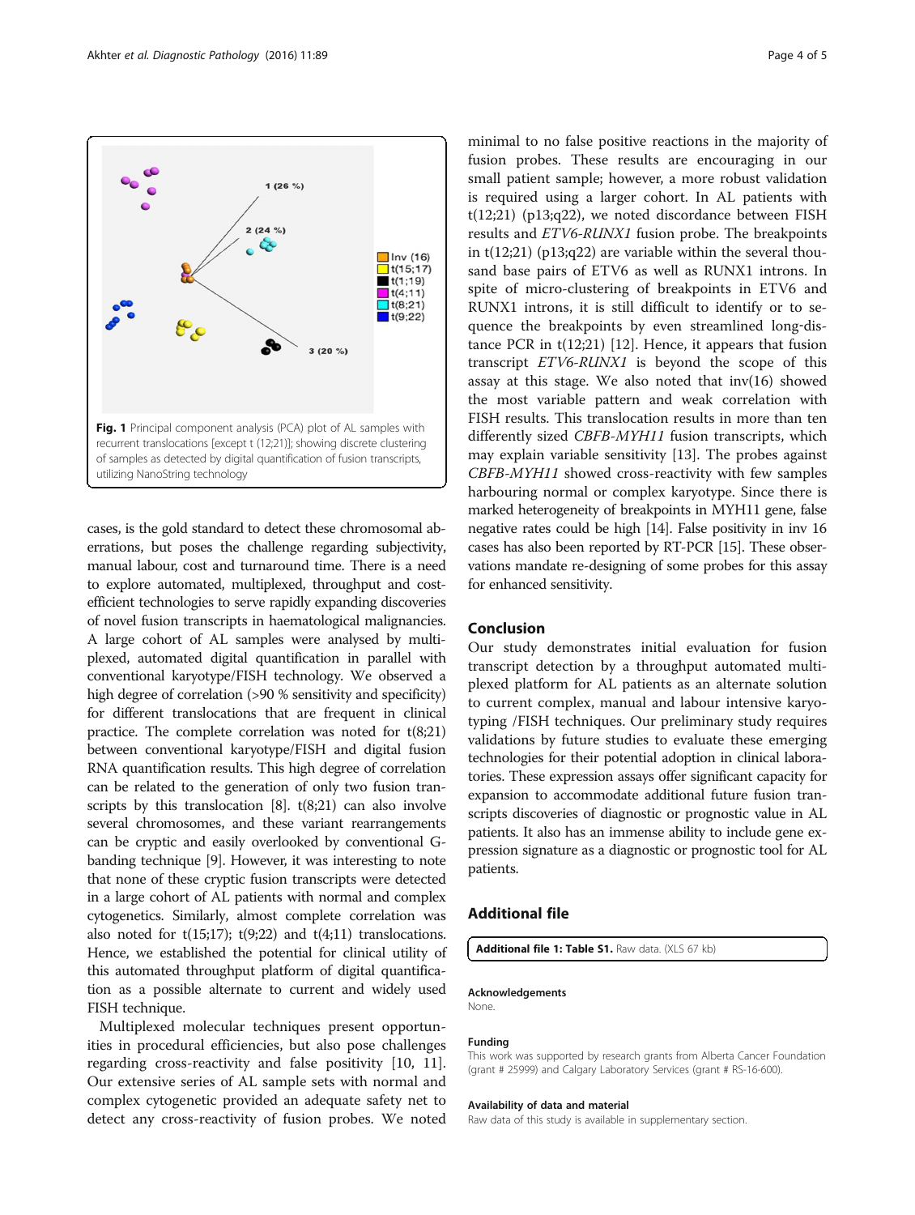Fig. 1 Principal component analysis (PCA) plot of AL samples with recurrent translocations [except t (12;21)]; showing discrete clustering of samples as detected by digital quantification of fusion transcripts, utilizing NanoString technology

cases, is the gold standard to detect these chromosomal aberrations, but poses the challenge regarding subjectivity, manual labour, cost and turnaround time. There is a need to explore automated, multiplexed, throughput and cost-efficient technologies to serve rapidly expanding discoveries of novel fusion transcripts in haematological malignancies. A large cohort of AL samples were analysed by multiplexed, automated digital quantification in parallel with conventional karyotype/FISH technology. We observed a high degree of correlation (>90 % sensitivity and specificity) for different translocations that are frequent in clinical practice. The complete correlation was noted for t(8;21) between conventional karyotype/FISH and digital fusion RNA quantification results. This high degree of correlation can be related to the generation of only two fusion transcripts by this translocation [8]. t(8;21) can also involve several chromosomes, and these variant rearrangements can be cryptic and easily overlooked by conventional G-banding technique [9]. However, it was interesting to note that none of these cryptic fusion transcripts were detected in a large cohort of AL patients with normal and complex cytogenetics. Similarly, almost complete correlation was also noted for t(15;17); t(9;22) and t(4;11) translocations. Hence, we established the potential for clinical utility of this automated throughput platform of digital quantification as a possible alternate to current and widely used FISH technique.

Multiplexed molecular techniques present opportunities in procedural efficiencies, but also pose challenges regarding cross-reactivity and false positivity [10, 11]. Our extensive series of AL sample sets with normal and complex cytogenetic provided an adequate safety net to detect any cross-reactivity of fusion probes. We noted minimal to no false positive reactions in the majority of fusion probes. These results are encouraging in our small patient sample; however, a more robust validation is required using a larger cohort. In AL patients with t(12;21) (p13;q22), we noted discordance between FISH results and *ETV6-RUNX1* fusion probe. The breakpoints in t(12;21) (p13;q22) are variable within the several thousand base pairs of ETV6 as well as RUNX1 introns. In spite of micro-clustering of breakpoints in ETV6 and RUNX1 introns, it is still difficult to identify or to sequence the breakpoints by even streamlined long-distance PCR in t(12;21) [12]. Hence, it appears that fusion transcript *ETV6-RUNX1* is beyond the scope of this assay at this stage. We also noted that inv(16) showed the most variable pattern and weak correlation with FISH results. This translocation results in more than ten differently sized *CBFB-MYH11* fusion transcripts, which may explain variable sensitivity [13]. The probes against *CBFB-MYH11* showed cross-reactivity with few samples harbouring normal or complex karyotype. Since there is marked heterogeneity of breakpoints in MYH11 gene, false negative rates could be high [14]. False positivity in inv 16 cases has also been reported by RT-PCR [15]. These observations mandate re-designing of some probes for this assay for enhanced sensitivity.

## Conclusion

Our study demonstrates initial evaluation for fusion transcript detection by a throughput automated multiplexed platform for AL patients as an alternate solution to current complex, manual and labour intensive karyotyping /FISH techniques. Our preliminary study requires validations by future studies to evaluate these emerging technologies for their potential adoption in clinical laboratories. These expression assays offer significant capacity for expansion to accommodate additional future fusion transcripts discoveries of diagnostic or prognostic value in AL patients. It also has an immense ability to include gene expression signature as a diagnostic or prognostic tool for AL patients.

## Additional file

**Additional file 1: Table S1.** Raw data. (XLS 67 kb)

#### Acknowledgements

None.

#### Funding

This work was supported by research grants from Alberta Cancer Foundation (grant # 25999) and Calgary Laboratory Services (grant # RS-16-600).

#### Availability of data and material

Raw data of this study is available in supplementary section.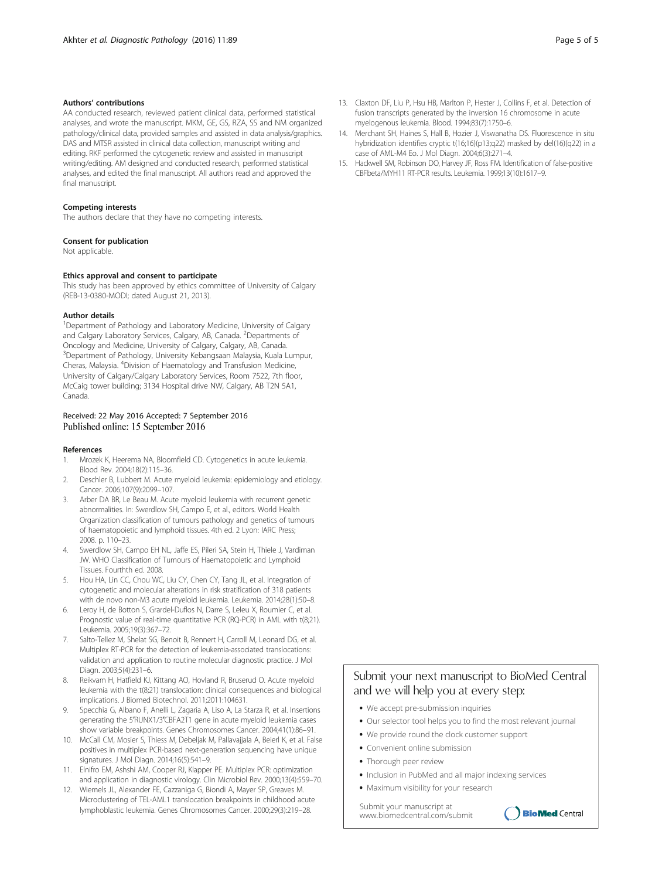### Authors' contributions

AA conducted research, reviewed patient clinical data, performed statistical analyses, and wrote the manuscript. MKM, GE, GS, RZA, SS and NM organized pathology/clinical data, provided samples and assisted in data analysis/graphics. DAS and MTSR assisted in clinical data collection, manuscript writing and editing. RKF performed the cytogenetic review and assisted in manuscript writing/editing. AM designed and conducted research, performed statistical analyses, and edited the final manuscript. All authors read and approved the final manuscript.

### Competing interests

The authors declare that they have no competing interests.

### Consent for publication

Not applicable.

### Ethics approval and consent to participate

This study has been approved by ethics committee of University of Calgary (REB-13-0380-MODI; dated August 21, 2013).

### Author details

[1]Department of Pathology and Laboratory Medicine, University of Calgary and Calgary Laboratory Services, Calgary, AB, Canada. [2]Departments of Oncology and Medicine, University of Calgary, Calgary, AB, Canada. [3]Department of Pathology, University Kebangsaan Malaysia, Kuala Lumpur, Cheras, Malaysia. [4]Division of Haematology and Transfusion Medicine, University of Calgary/Calgary Laboratory Services, Room 7522, 7th floor, McCaig tower building; 3134 Hospital drive NW, Calgary, AB T2N 5A1, Canada.

Received: 22 May 2016 Accepted: 7 September 2016
Published online: 15 September 2016

### References

1. Mrozek K, Heerema NA, Bloomfield CD. Cytogenetics in acute leukemia. Blood Rev. 2004;18(2):115–36.
2. Deschler B, Lubbert M. Acute myeloid leukemia: epidemiology and etiology. Cancer. 2006;107(9):2099–107.
3. Arber DA BR, Le Beau M. Acute myeloid leukemia with recurrent genetic abnormalities. In: Swerdlow SH, Campo E, et al., editors. World Health Organization classification of tumours pathology and genetics of tumours of haematopoietic and lymphoid tissues. 4th ed. 2 Lyon: IARC Press; 2008. p. 110–23.
4. Swerdlow SH, Campo EH NL, Jaffe ES, Pileri SA, Stein H, Thiele J, Vardiman JW. WHO Classification of Tumours of Haematopoietic and Lymphoid Tissues. Fourthth ed. 2008.
5. Hou HA, Lin CC, Chou WC, Liu CY, Chen CY, Tang JL, et al. Integration of cytogenetic and molecular alterations in risk stratification of 318 patients with de novo non-M3 acute myeloid leukemia. Leukemia. 2014;28(1):50–8.
6. Leroy H, de Botton S, Grardel-Duflos N, Darre S, Leleu X, Roumier C, et al. Prognostic value of real-time quantitative PCR (RQ-PCR) in AML with t(8;21). Leukemia. 2005;19(3):367–72.
7. Salto-Tellez M, Shelat SG, Benoit B, Rennert H, Carroll M, Leonard DG, et al. Multiplex RT-PCR for the detection of leukemia-associated translocations: validation and application to routine molecular diagnostic practice. J Mol Diagn. 2003;5(4):231–6.
8. Reikvam H, Hatfield KJ, Kittang AO, Hovland R, Bruserud O. Acute myeloid leukemia with the t(8;21) translocation: clinical consequences and biological implications. J Biomed Biotechnol. 2011;2011:104631.
9. Specchia G, Albano F, Anelli L, Zagaria A, Liso A, La Starza R, et al. Insertions generating the 5'RUNX1/3'CBFA2T1 gene in acute myeloid leukemia cases show variable breakpoints. Genes Chromosomes Cancer. 2004;41(1):86–91.
10. McCall CM, Mosier S, Thiess M, Debeljak M, Pallavajjala A, Beierl K, et al. False positives in multiplex PCR-based next-generation sequencing have unique signatures. J Mol Diagn. 2014;16(5):541–9.
11. Elnifro EM, Ashshi AM, Cooper RJ, Klapper PE. Multiplex PCR: optimization and application in diagnostic virology. Clin Microbiol Rev. 2000;13(4):559–70.
12. Wiemels JL, Alexander FE, Cazzaniga G, Biondi A, Mayer SP, Greaves M. Microclustering of TEL-AML1 translocation breakpoints in childhood acute lymphoblastic leukemia. Genes Chromosomes Cancer. 2000;29(3):219–28.
13. Claxton DF, Liu P, Hsu HB, Marlton P, Hester J, Collins F, et al. Detection of fusion transcripts generated by the inversion 16 chromosome in acute myelogenous leukemia. Blood. 1994;83(7):1750–6.
14. Merchant SH, Haines S, Hall B, Hozier J, Viswanatha DS. Fluorescence in situ hybridization identifies cryptic t(16;16)(p13;q22) masked by del(16)(q22) in a case of AML-M4 Eo. J Mol Diagn. 2004;6(3):271–4.
15. Hackwell SM, Robinson DO, Harvey JF, Ross FM. Identification of false-positive CBFbeta/MYH11 RT-PCR results. Leukemia. 1999;13(10):1617–9.

Submit your next manuscript to BioMed Central and we will help you at every step:

- We accept pre-submission inquiries
- Our selector tool helps you to find the most relevant journal
- We provide round the clock customer support
- Convenient online submission
- Thorough peer review
- Inclusion in PubMed and all major indexing services
- Maximum visibility for your research

Submit your manuscript at www.biomedcentral.com/submit

BioMed Central